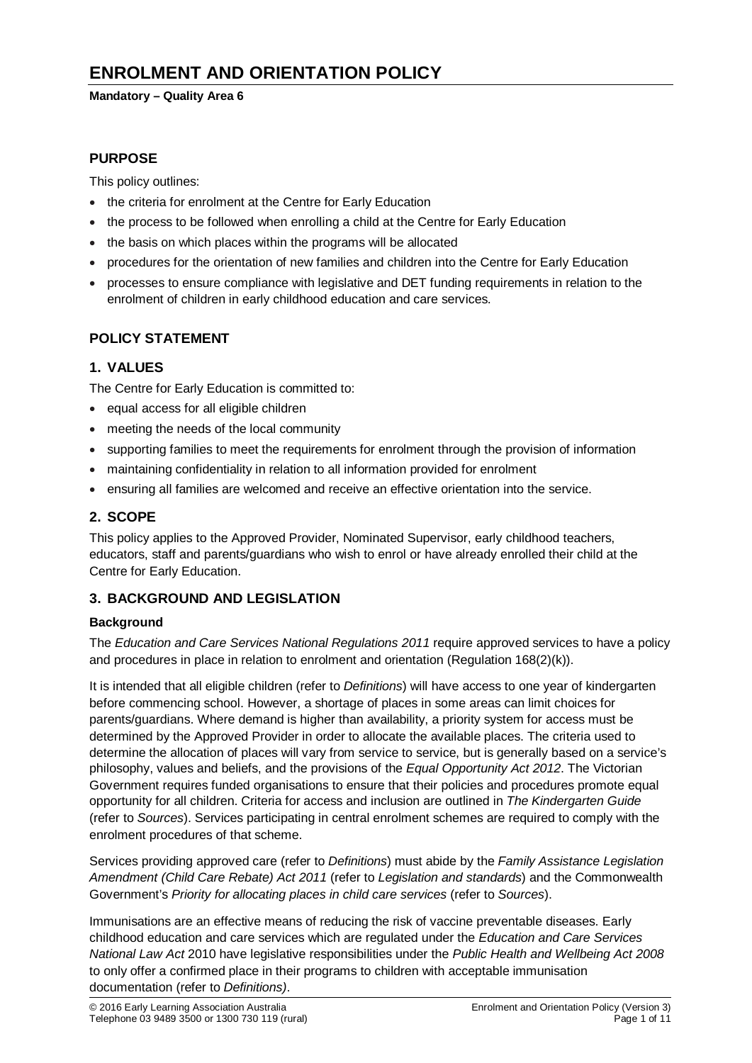# ENROLMENT AND ORIENTATION POLICY

**Mandatory – Quality Area 6**

## PURPOSE

This policy outlines:

- the criteria for enrolment at the Centre for Early Education
- the process to be followed when enrolling a child at the Centre for Early Education
- the basis on which places within the programs will be allocated
- procedures for the orientation of new families and children into the Centre for Early Education
- processes to ensure compliance with legislative and DET funding requirements in relation to the enrolment of children in early childhood education and care services.

## POLICY STATEMENT

### 1. VALUES

The Centre for Early Education is committed to:

- equal access for all eligible children
- meeting the needs of the local community
- supporting families to meet the requirements for enrolment through the provision of information
- maintaining confidentiality in relation to all information provided for enrolment
- ensuring all families are welcomed and receive an effective orientation into the service.

### 2. SCOPE

This policy applies to the Approved Provider, Nominated Supervisor, early childhood teachers, educators, staff and parents/guardians who wish to enrol or have already enrolled their child at the Centre for Early Education.

### 3. BACKGROUND AND LEGISLATION

#### Background

The *Education and Care Services National Regulations 2011* require approved services to have a policy and procedures in place in relation to enrolment and orientation (Regulation 168(2)(k)).

It is intended that all eligible children (refer to *Definitions*) will have access to one year of kindergarten before commencing school. However, a shortage of places in some areas can limit choices for parents/guardians. Where demand is higher than availability, a priority system for access must be determined by the Approved Provider in order to allocate the available places. The criteria used to determine the allocation of places will vary from service to service, but is generally based on a service's philosophy, values and beliefs, and the provisions of the *Equal Opportunity Act 2012*. The Victorian Government requires funded organisations to ensure that their policies and procedures promote equal opportunity for all children. Criteria for access and inclusion are outlined in *The Kindergarten Guide* (refer to *Sources*). Services participating in central enrolment schemes are required to comply with the enrolment procedures of that scheme.

Services providing approved care (refer to *Definitions*) must abide by the *Family Assistance Legislation Amendment (Child Care Rebate) Act 2011* (refer to *Legislation and standards*) and the Commonwealth Government's *Priority for allocating places in child care services* (refer to *Sources*).

Immunisations are an effective means of reducing the risk of vaccine preventable diseases. Early childhood education and care services which are regulated under the *Education and Care Services National Law Act* 2010 have legislative responsibilities under the *Public Health and Wellbeing Act 2008* to only offer a confirmed place in their programs to children with acceptable immunisation documentation (refer to *Definitions)*.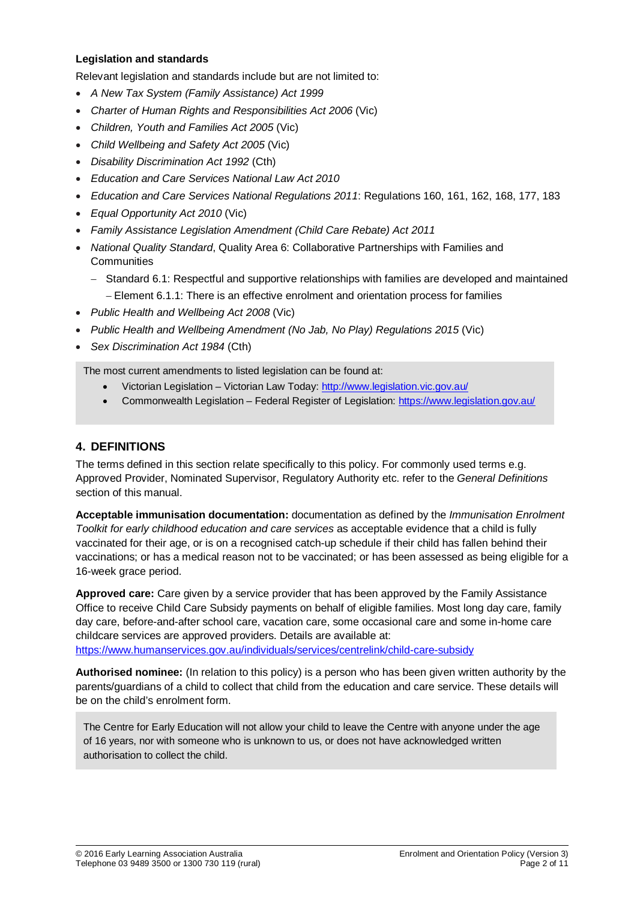**Legislation and standards**

Relevant legislation and standards include but are not limited to:

- *A New Tax System (Family Assistance) Act 1999*
- *Charter of Human Rights and Responsibilities Act 2006* (Vic)
- *Children, Youth and Families Act 2005* (Vic)
- *Child Wellbeing and Safety Act 2005* (Vic)
- *Disability Discrimination Act 1992* (Cth)
- *Education and Care Services National Law Act 2010*
- *Education and Care Services National Regulations 2011*: Regulations 160, 161, 162, 168, 177, 183
- *Equal Opportunity Act 2010* (Vic)
- *Family Assistance Legislation Amendment (Child Care Rebate) Act 2011*
- *National Quality Standard*, Quality Area 6: Collaborative Partnerships with Families and Communities
  - Standard 6.1: Respectful and supportive relationships with families are developed and maintained
    - Element 6.1.1: There is an effective enrolment and orientation process for families
- *Public Health and Wellbeing Act 2008* (Vic)
- *Public Health and Wellbeing Amendment (No Jab, No Play) Regulations 2015* (Vic)
- *Sex Discrimination Act 1984* (Cth)

> The most current amendments to listed legislation can be found at:
> - Victorian Legislation – Victorian Law Today: http://www.legislation.vic.gov.au/
> - Commonwealth Legislation – Federal Register of Legislation: https://www.legislation.gov.au/

## 4. DEFINITIONS

The terms defined in this section relate specifically to this policy. For commonly used terms e.g. Approved Provider, Nominated Supervisor, Regulatory Authority etc. refer to the *General Definitions* section of this manual.

**Acceptable immunisation documentation:** documentation as defined by the *Immunisation Enrolment Toolkit for early childhood education and care services* as acceptable evidence that a child is fully vaccinated for their age, or is on a recognised catch-up schedule if their child has fallen behind their vaccinations; or has a medical reason not to be vaccinated; or has been assessed as being eligible for a 16-week grace period.

**Approved care:** Care given by a service provider that has been approved by the Family Assistance Office to receive Child Care Subsidy payments on behalf of eligible families. Most long day care, family day care, before-and-after school care, vacation care, some occasional care and some in-home care childcare services are approved providers. Details are available at: https://www.humanservices.gov.au/individuals/services/centrelink/child-care-subsidy

**Authorised nominee:** (In relation to this policy) is a person who has been given written authority by the parents/guardians of a child to collect that child from the education and care service. These details will be on the child's enrolment form.

> The Centre for Early Education will not allow your child to leave the Centre with anyone under the age of 16 years, nor with someone who is unknown to us, or does not have acknowledged written authorisation to collect the child.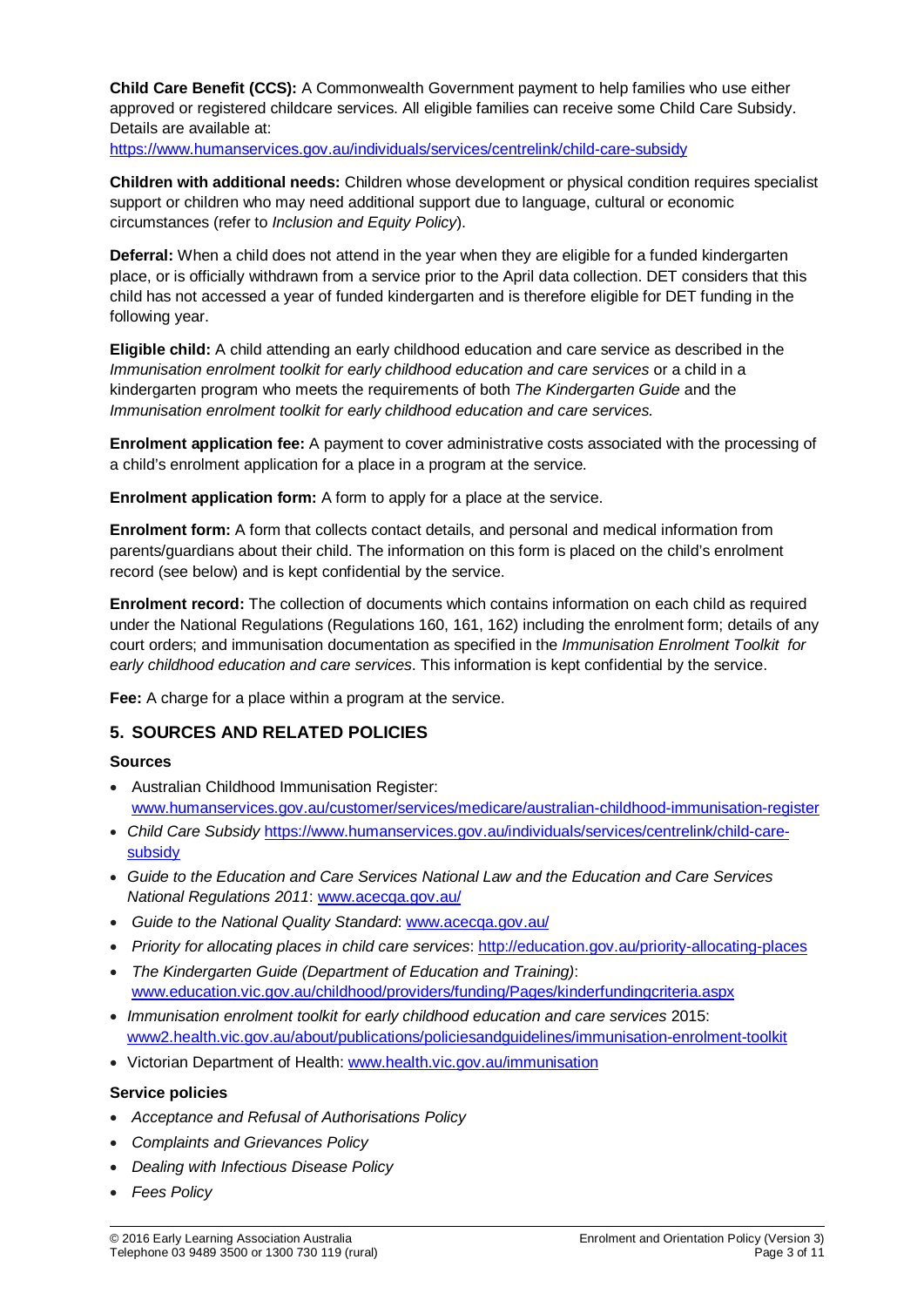**Child Care Benefit (CCS):** A Commonwealth Government payment to help families who use either approved or registered childcare services. All eligible families can receive some Child Care Subsidy. Details are available at: https://www.humanservices.gov.au/individuals/services/centrelink/child-care-subsidy

**Children with additional needs:** Children whose development or physical condition requires specialist support or children who may need additional support due to language, cultural or economic circumstances (refer to *Inclusion and Equity Policy*).

**Deferral:** When a child does not attend in the year when they are eligible for a funded kindergarten place, or is officially withdrawn from a service prior to the April data collection. DET considers that this child has not accessed a year of funded kindergarten and is therefore eligible for DET funding in the following year.

**Eligible child:** A child attending an early childhood education and care service as described in the *Immunisation enrolment toolkit for early childhood education and care services* or a child in a kindergarten program who meets the requirements of both *The Kindergarten Guide* and the *Immunisation enrolment toolkit for early childhood education and care services.*

**Enrolment application fee:** A payment to cover administrative costs associated with the processing of a child's enrolment application for a place in a program at the service.

**Enrolment application form:** A form to apply for a place at the service.

**Enrolment form:** A form that collects contact details, and personal and medical information from parents/guardians about their child. The information on this form is placed on the child's enrolment record (see below) and is kept confidential by the service.

**Enrolment record:** The collection of documents which contains information on each child as required under the National Regulations (Regulations 160, 161, 162) including the enrolment form; details of any court orders; and immunisation documentation as specified in the *Immunisation Enrolment Toolkit for early childhood education and care services*. This information is kept confidential by the service.

**Fee:** A charge for a place within a program at the service.

## 5. SOURCES AND RELATED POLICIES

### Sources

- Australian Childhood Immunisation Register: www.humanservices.gov.au/customer/services/medicare/australian-childhood-immunisation-register
- *Child Care Subsidy* https://www.humanservices.gov.au/individuals/services/centrelink/child-care-subsidy
- *Guide to the Education and Care Services National Law and the Education and Care Services National Regulations 2011*: www.acecqa.gov.au/
- *Guide to the National Quality Standard*: www.acecqa.gov.au/
- *Priority for allocating places in child care services*: http://education.gov.au/priority-allocating-places
- *The Kindergarten Guide (Department of Education and Training)*: www.education.vic.gov.au/childhood/providers/funding/Pages/kinderfundingcriteria.aspx
- *Immunisation enrolment toolkit for early childhood education and care services* 2015: www2.health.vic.gov.au/about/publications/policiesandguidelines/immunisation-enrolment-toolkit
- Victorian Department of Health: www.health.vic.gov.au/immunisation

### Service policies

- *Acceptance and Refusal of Authorisations Policy*
- *Complaints and Grievances Policy*
- *Dealing with Infectious Disease Policy*
- *Fees Policy*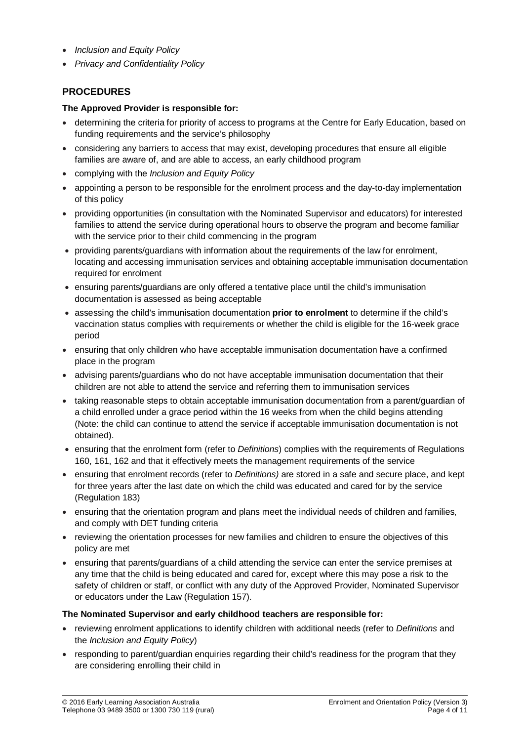- *Inclusion and Equity Policy*
- *Privacy and Confidentiality Policy*

## PROCEDURES

**The Approved Provider is responsible for:**

- determining the criteria for priority of access to programs at the Centre for Early Education, based on funding requirements and the service's philosophy
- considering any barriers to access that may exist, developing procedures that ensure all eligible families are aware of, and are able to access, an early childhood program
- complying with the *Inclusion and Equity Policy*
- appointing a person to be responsible for the enrolment process and the day-to-day implementation of this policy
- providing opportunities (in consultation with the Nominated Supervisor and educators) for interested families to attend the service during operational hours to observe the program and become familiar with the service prior to their child commencing in the program
- providing parents/guardians with information about the requirements of the law for enrolment, locating and accessing immunisation services and obtaining acceptable immunisation documentation required for enrolment
- ensuring parents/guardians are only offered a tentative place until the child's immunisation documentation is assessed as being acceptable
- assessing the child's immunisation documentation **prior to enrolment** to determine if the child's vaccination status complies with requirements or whether the child is eligible for the 16-week grace period
- ensuring that only children who have acceptable immunisation documentation have a confirmed place in the program
- advising parents/guardians who do not have acceptable immunisation documentation that their children are not able to attend the service and referring them to immunisation services
- taking reasonable steps to obtain acceptable immunisation documentation from a parent/guardian of a child enrolled under a grace period within the 16 weeks from when the child begins attending (Note: the child can continue to attend the service if acceptable immunisation documentation is not obtained).
- ensuring that the enrolment form (refer to *Definitions*) complies with the requirements of Regulations 160, 161, 162 and that it effectively meets the management requirements of the service
- ensuring that enrolment records (refer to *Definitions)* are stored in a safe and secure place, and kept for three years after the last date on which the child was educated and cared for by the service (Regulation 183)
- ensuring that the orientation program and plans meet the individual needs of children and families, and comply with DET funding criteria
- reviewing the orientation processes for new families and children to ensure the objectives of this policy are met
- ensuring that parents/guardians of a child attending the service can enter the service premises at any time that the child is being educated and cared for, except where this may pose a risk to the safety of children or staff, or conflict with any duty of the Approved Provider, Nominated Supervisor or educators under the Law (Regulation 157).

**The Nominated Supervisor and early childhood teachers are responsible for:**

- reviewing enrolment applications to identify children with additional needs (refer to *Definitions* and the *Inclusion and Equity Policy*)
- responding to parent/guardian enquiries regarding their child's readiness for the program that they are considering enrolling their child in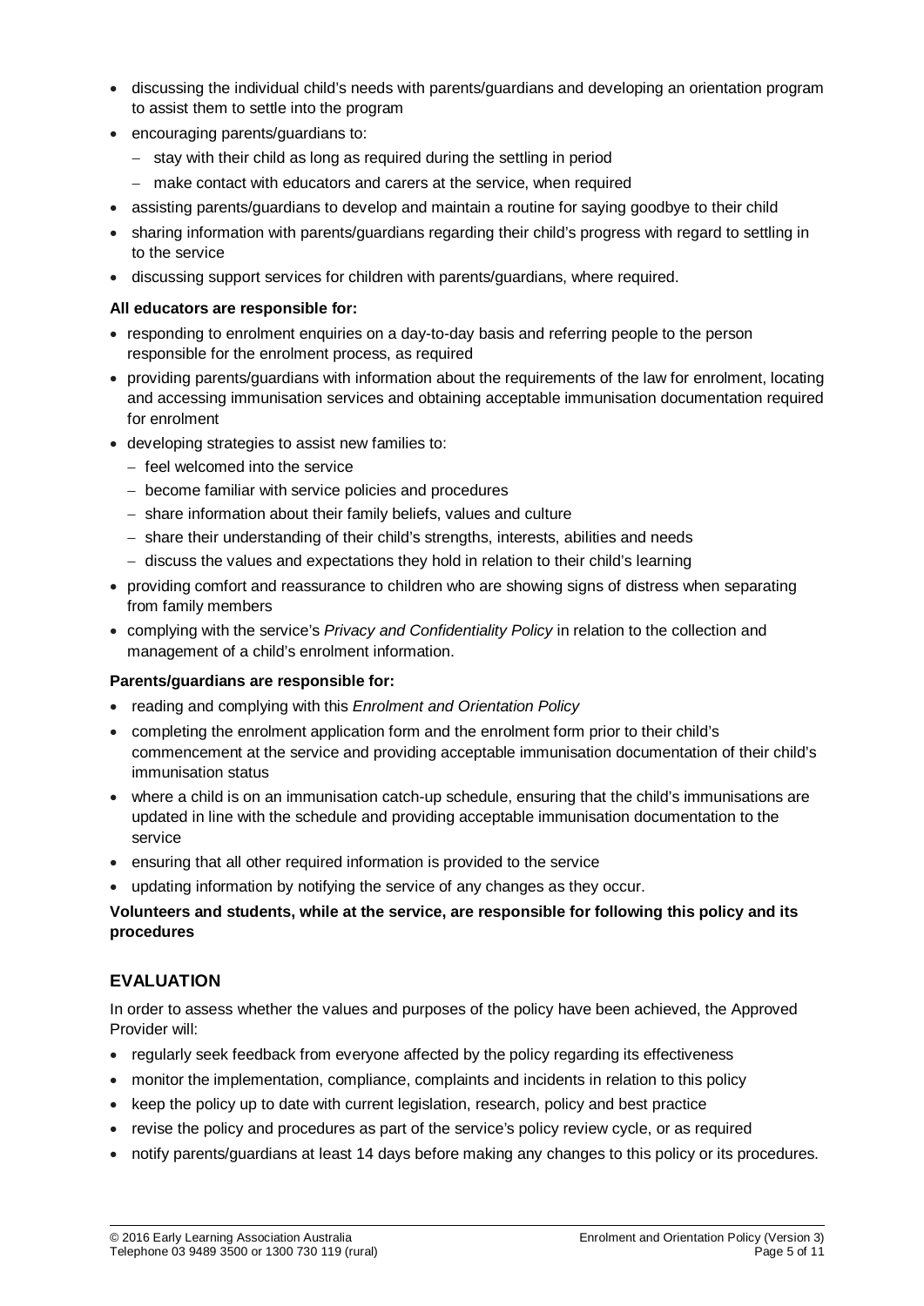- discussing the individual child's needs with parents/guardians and developing an orientation program to assist them to settle into the program
- encouraging parents/guardians to:
  - stay with their child as long as required during the settling in period
  - make contact with educators and carers at the service, when required
- assisting parents/guardians to develop and maintain a routine for saying goodbye to their child
- sharing information with parents/guardians regarding their child's progress with regard to settling in to the service
- discussing support services for children with parents/guardians, where required.

**All educators are responsible for:**

- responding to enrolment enquiries on a day-to-day basis and referring people to the person responsible for the enrolment process, as required
- providing parents/guardians with information about the requirements of the law for enrolment, locating and accessing immunisation services and obtaining acceptable immunisation documentation required for enrolment
- developing strategies to assist new families to:
  - feel welcomed into the service
  - become familiar with service policies and procedures
  - share information about their family beliefs, values and culture
  - share their understanding of their child's strengths, interests, abilities and needs
  - discuss the values and expectations they hold in relation to their child's learning
- providing comfort and reassurance to children who are showing signs of distress when separating from family members
- complying with the service's *Privacy and Confidentiality Policy* in relation to the collection and management of a child's enrolment information.

**Parents/guardians are responsible for:**

- reading and complying with this *Enrolment and Orientation Policy*
- completing the enrolment application form and the enrolment form prior to their child's commencement at the service and providing acceptable immunisation documentation of their child's immunisation status
- where a child is on an immunisation catch-up schedule, ensuring that the child's immunisations are updated in line with the schedule and providing acceptable immunisation documentation to the service
- ensuring that all other required information is provided to the service
- updating information by notifying the service of any changes as they occur.

**Volunteers and students, while at the service, are responsible for following this policy and its procedures**

## EVALUATION

In order to assess whether the values and purposes of the policy have been achieved, the Approved Provider will:

- regularly seek feedback from everyone affected by the policy regarding its effectiveness
- monitor the implementation, compliance, complaints and incidents in relation to this policy
- keep the policy up to date with current legislation, research, policy and best practice
- revise the policy and procedures as part of the service's policy review cycle, or as required
- notify parents/guardians at least 14 days before making any changes to this policy or its procedures.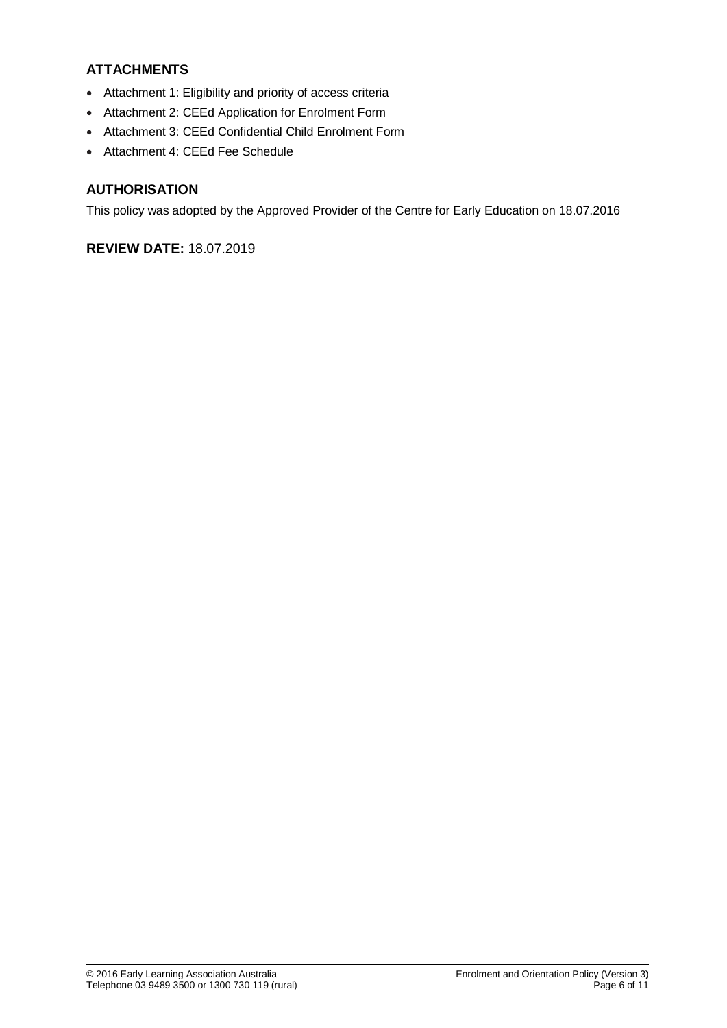## ATTACHMENTS

- Attachment 1: Eligibility and priority of access criteria
- Attachment 2: CEEd Application for Enrolment Form
- Attachment 3: CEEd Confidential Child Enrolment Form
- Attachment 4: CEEd Fee Schedule

## AUTHORISATION

This policy was adopted by the Approved Provider of the Centre for Early Education on 18.07.2016

**REVIEW DATE:** 18.07.2019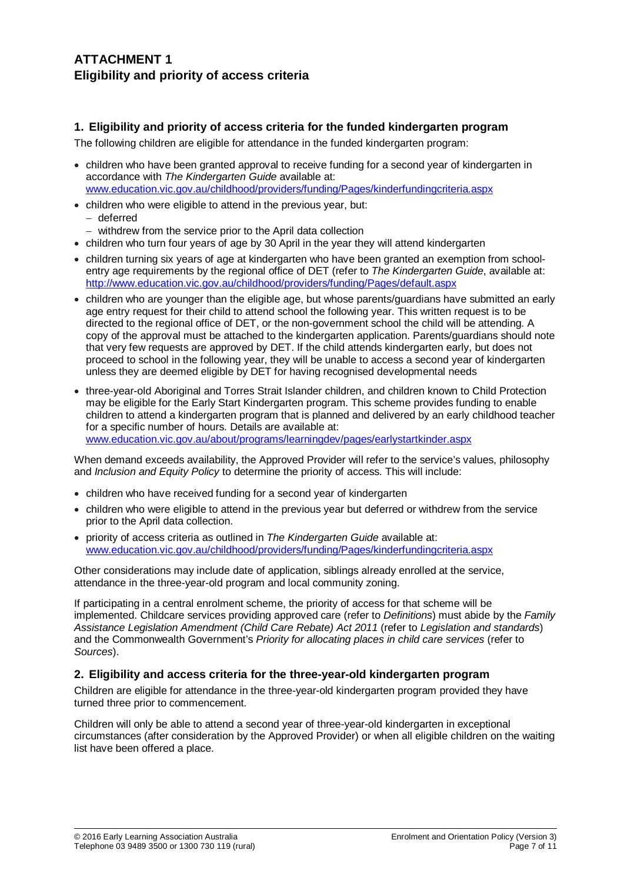# ATTACHMENT 1
# Eligibility and priority of access criteria

## 1. Eligibility and priority of access criteria for the funded kindergarten program

The following children are eligible for attendance in the funded kindergarten program:

- children who have been granted approval to receive funding for a second year of kindergarten in accordance with *The Kindergarten Guide* available at: www.education.vic.gov.au/childhood/providers/funding/Pages/kinderfundingcriteria.aspx
- children who were eligible to attend in the previous year, but:
  - deferred
  - withdrew from the service prior to the April data collection
- children who turn four years of age by 30 April in the year they will attend kindergarten
- children turning six years of age at kindergarten who have been granted an exemption from school-entry age requirements by the regional office of DET (refer to *The Kindergarten Guide*, available at: http://www.education.vic.gov.au/childhood/providers/funding/Pages/default.aspx
- children who are younger than the eligible age, but whose parents/guardians have submitted an early age entry request for their child to attend school the following year. This written request is to be directed to the regional office of DET, or the non-government school the child will be attending. A copy of the approval must be attached to the kindergarten application. Parents/guardians should note that very few requests are approved by DET. If the child attends kindergarten early, but does not proceed to school in the following year, they will be unable to access a second year of kindergarten unless they are deemed eligible by DET for having recognised developmental needs
- three-year-old Aboriginal and Torres Strait Islander children, and children known to Child Protection may be eligible for the Early Start Kindergarten program. This scheme provides funding to enable children to attend a kindergarten program that is planned and delivered by an early childhood teacher for a specific number of hours. Details are available at: www.education.vic.gov.au/about/programs/learningdev/pages/earlystartkinder.aspx

When demand exceeds availability, the Approved Provider will refer to the service's values, philosophy and *Inclusion and Equity Policy* to determine the priority of access. This will include:

- children who have received funding for a second year of kindergarten
- children who were eligible to attend in the previous year but deferred or withdrew from the service prior to the April data collection.
- priority of access criteria as outlined in *The Kindergarten Guide* available at: www.education.vic.gov.au/childhood/providers/funding/Pages/kinderfundingcriteria.aspx

Other considerations may include date of application, siblings already enrolled at the service, attendance in the three-year-old program and local community zoning.

If participating in a central enrolment scheme, the priority of access for that scheme will be implemented. Childcare services providing approved care (refer to *Definitions*) must abide by the *Family Assistance Legislation Amendment (Child Care Rebate) Act 2011* (refer to *Legislation and standards*) and the Commonwealth Government's *Priority for allocating places in child care services* (refer to *Sources*).

## 2. Eligibility and access criteria for the three-year-old kindergarten program

Children are eligible for attendance in the three-year-old kindergarten program provided they have turned three prior to commencement.

Children will only be able to attend a second year of three-year-old kindergarten in exceptional circumstances (after consideration by the Approved Provider) or when all eligible children on the waiting list have been offered a place.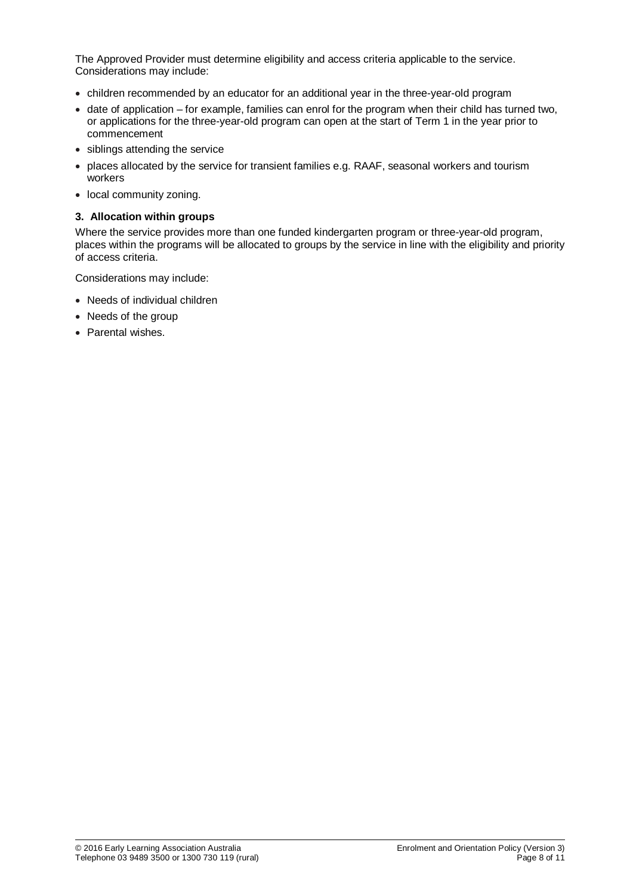The Approved Provider must determine eligibility and access criteria applicable to the service. Considerations may include:

- children recommended by an educator for an additional year in the three-year-old program
- date of application – for example, families can enrol for the program when their child has turned two, or applications for the three-year-old program can open at the start of Term 1 in the year prior to commencement
- siblings attending the service
- places allocated by the service for transient families e.g. RAAF, seasonal workers and tourism workers
- local community zoning.

### 3. Allocation within groups

Where the service provides more than one funded kindergarten program or three-year-old program, places within the programs will be allocated to groups by the service in line with the eligibility and priority of access criteria.

Considerations may include:

- Needs of individual children
- Needs of the group
- Parental wishes.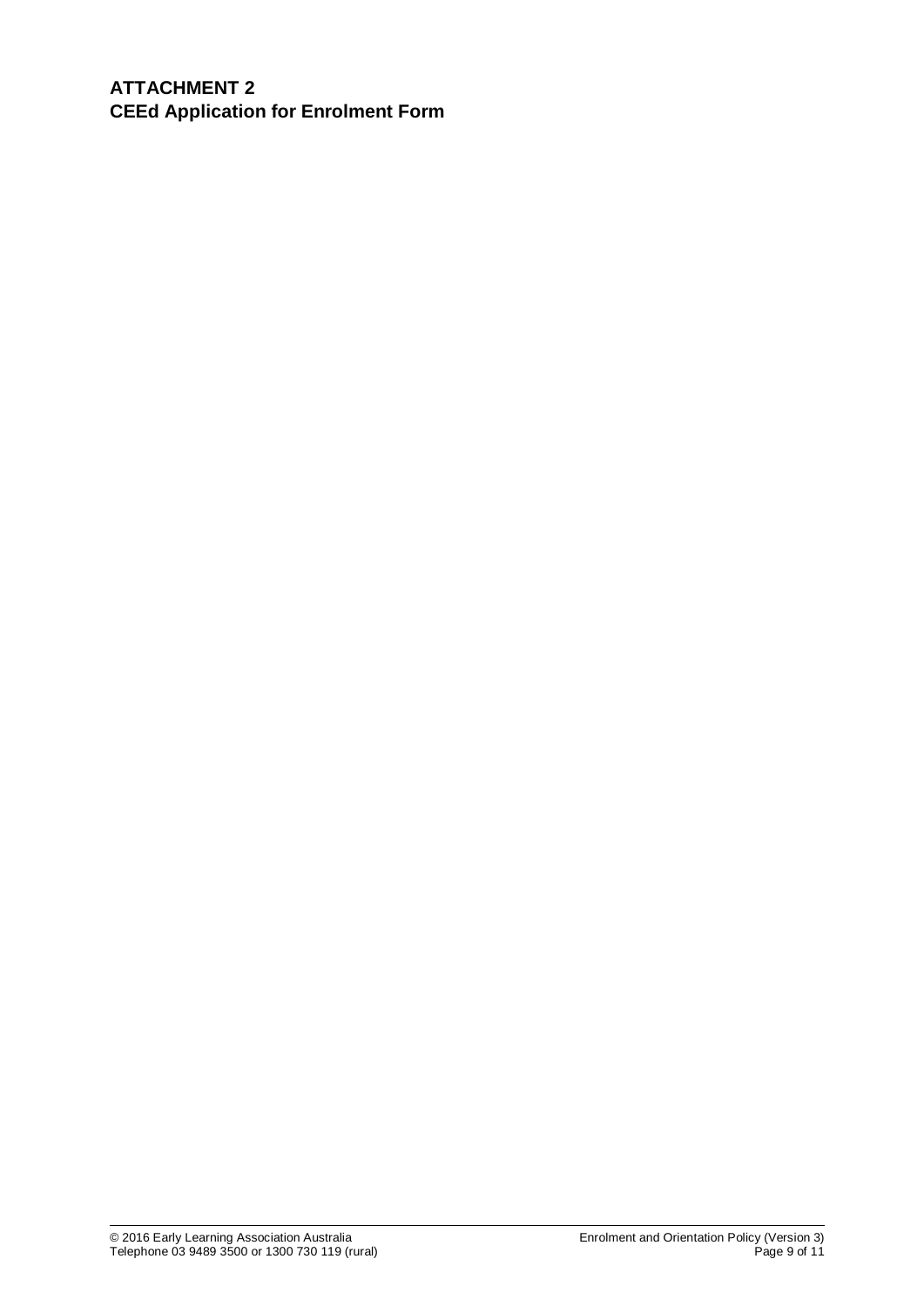## ATTACHMENT 2
## CEEd Application for Enrolment Form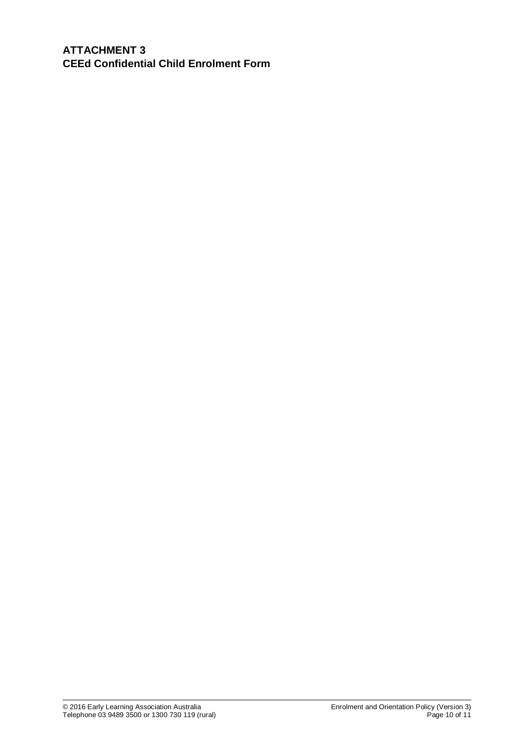# ATTACHMENT 3
# CEEd Confidential Child Enrolment Form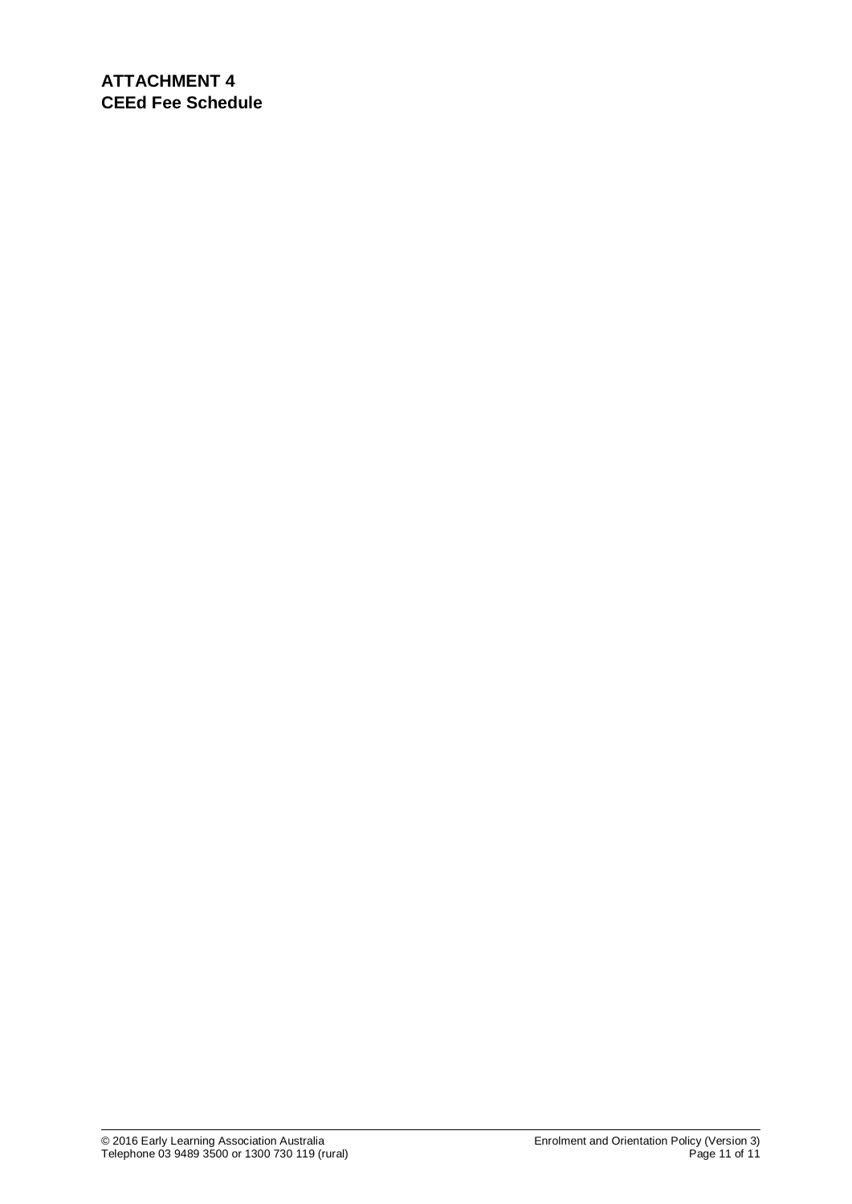**ATTACHMENT 4**
**CEEd Fee Schedule**